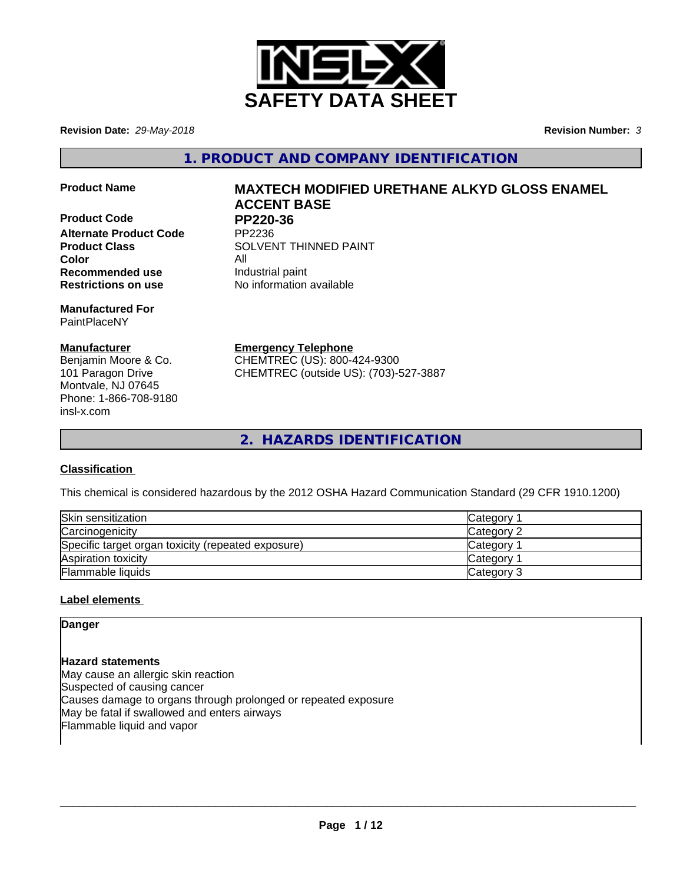# SAFETY DATA SHEET

**Revision Date:** *29-May-2018* **Revision Number:** *3*

## 1. PRODUCT AND COMPANY IDENTIFICATION

**Product Name** **MAXTECH MODIFIED URETHANE ALKYD GLOSS ENAMEL ACCENT BASE**

**Product Code** **PP220-36**
**Alternate Product Code** PP2236
**Product Class** SOLVENT THINNED PAINT
**Color** All
**Recommended use** Industrial paint
**Restrictions on use** No information available

**Manufactured For**
PaintPlaceNY

**Manufacturer**
Benjamin Moore & Co.
101 Paragon Drive
Montvale, NJ 07645
Phone: 1-866-708-9180
insl-x.com

**Emergency Telephone**
CHEMTREC (US): 800-424-9300
CHEMTREC (outside US): (703)-527-3887

## 2. HAZARDS IDENTIFICATION

### Classification

This chemical is considered hazardous by the 2012 OSHA Hazard Communication Standard (29 CFR 1910.1200)

| | |
|---|---|
| Skin sensitization | Category 1 |
| Carcinogenicity | Category 2 |
| Specific target organ toxicity (repeated exposure) | Category 1 |
| Aspiration toxicity | Category 1 |
| Flammable liquids | Category 3 |

### Label elements

**Danger**

**Hazard statements**
May cause an allergic skin reaction
Suspected of causing cancer
Causes damage to organs through prolonged or repeated exposure
May be fatal if swallowed and enters airways
Flammable liquid and vapor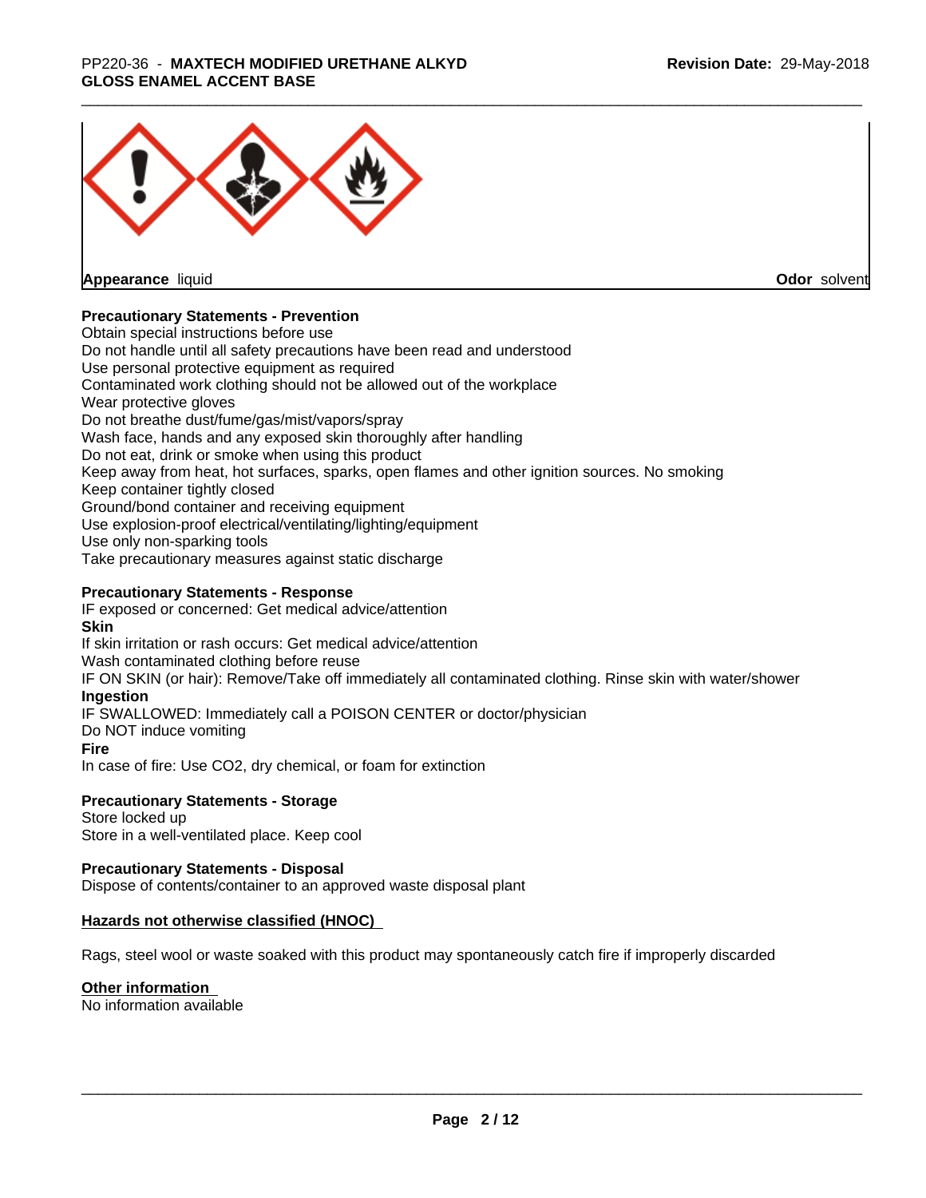**Appearance** liquid **Odor** solvent

**Precautionary Statements - Prevention**

Obtain special instructions before use
Do not handle until all safety precautions have been read and understood
Use personal protective equipment as required
Contaminated work clothing should not be allowed out of the workplace
Wear protective gloves
Do not breathe dust/fume/gas/mist/vapors/spray
Wash face, hands and any exposed skin thoroughly after handling
Do not eat, drink or smoke when using this product
Keep away from heat, hot surfaces, sparks, open flames and other ignition sources. No smoking
Keep container tightly closed
Ground/bond container and receiving equipment
Use explosion-proof electrical/ventilating/lighting/equipment
Use only non-sparking tools
Take precautionary measures against static discharge

**Precautionary Statements - Response**

IF exposed or concerned: Get medical advice/attention

**Skin**

If skin irritation or rash occurs: Get medical advice/attention
Wash contaminated clothing before reuse
IF ON SKIN (or hair): Remove/Take off immediately all contaminated clothing. Rinse skin with water/shower

**Ingestion**

IF SWALLOWED: Immediately call a POISON CENTER or doctor/physician
Do NOT induce vomiting

**Fire**

In case of fire: Use CO2, dry chemical, or foam for extinction

**Precautionary Statements - Storage**

Store locked up
Store in a well-ventilated place. Keep cool

**Precautionary Statements - Disposal**

Dispose of contents/container to an approved waste disposal plant

**Hazards not otherwise classified (HNOC)**

Rags, steel wool or waste soaked with this product may spontaneously catch fire if improperly discarded

**Other information**

No information available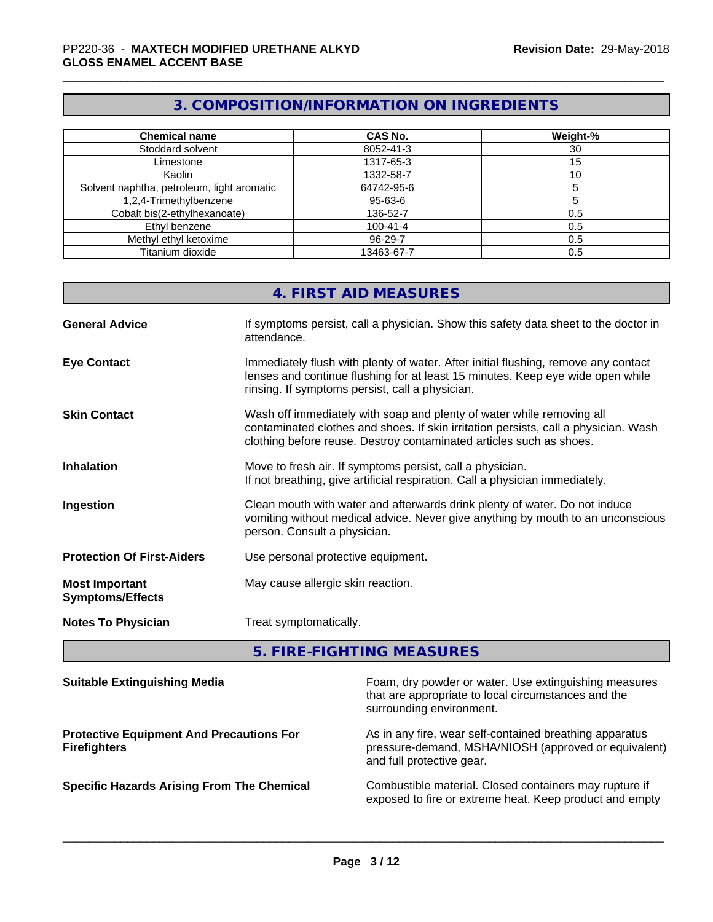## 3. COMPOSITION/INFORMATION ON INGREDIENTS

| Chemical name | CAS No. | Weight-% |
|---|---|---|
| Stoddard solvent | 8052-41-3 | 30 |
| Limestone | 1317-65-3 | 15 |
| Kaolin | 1332-58-7 | 10 |
| Solvent naphtha, petroleum, light aromatic | 64742-95-6 | 5 |
| 1,2,4-Trimethylbenzene | 95-63-6 | 5 |
| Cobalt bis(2-ethylhexanoate) | 136-52-7 | 0.5 |
| Ethyl benzene | 100-41-4 | 0.5 |
| Methyl ethyl ketoxime | 96-29-7 | 0.5 |
| Titanium dioxide | 13463-67-7 | 0.5 |

## 4. FIRST AID MEASURES

**General Advice**
If symptoms persist, call a physician. Show this safety data sheet to the doctor in attendance.

**Eye Contact**
Immediately flush with plenty of water. After initial flushing, remove any contact lenses and continue flushing for at least 15 minutes. Keep eye wide open while rinsing. If symptoms persist, call a physician.

**Skin Contact**
Wash off immediately with soap and plenty of water while removing all contaminated clothes and shoes. If skin irritation persists, call a physician. Wash clothing before reuse. Destroy contaminated articles such as shoes.

**Inhalation**
Move to fresh air. If symptoms persist, call a physician.
If not breathing, give artificial respiration. Call a physician immediately.

**Ingestion**
Clean mouth with water and afterwards drink plenty of water. Do not induce vomiting without medical advice. Never give anything by mouth to an unconscious person. Consult a physician.

**Protection Of First-Aiders**
Use personal protective equipment.

**Most Important Symptoms/Effects**
May cause allergic skin reaction.

**Notes To Physician**
Treat symptomatically.

## 5. FIRE-FIGHTING MEASURES

**Suitable Extinguishing Media**
Foam, dry powder or water. Use extinguishing measures that are appropriate to local circumstances and the surrounding environment.

**Protective Equipment And Precautions For Firefighters**
As in any fire, wear self-contained breathing apparatus pressure-demand, MSHA/NIOSH (approved or equivalent) and full protective gear.

**Specific Hazards Arising From The Chemical**
Combustible material. Closed containers may rupture if exposed to fire or extreme heat. Keep product and empty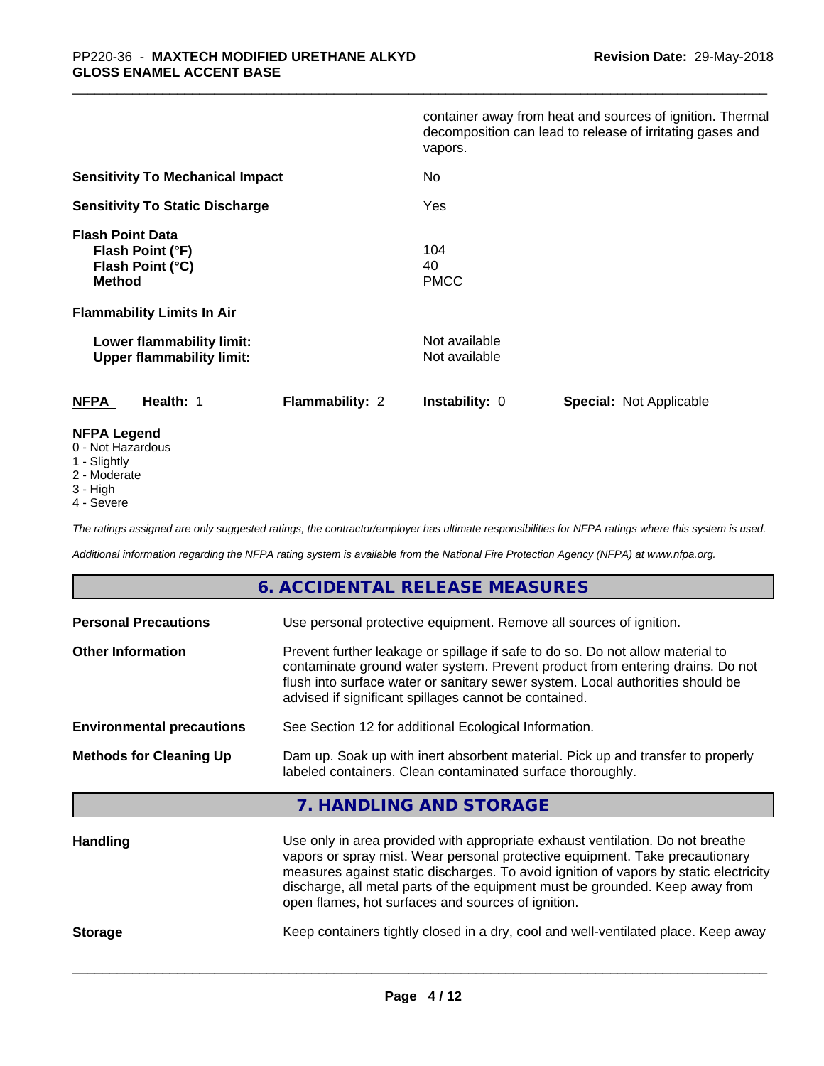container away from heat and sources of ignition. Thermal decomposition can lead to release of irritating gases and vapors.

**Sensitivity To Mechanical Impact** No

**Sensitivity To Static Discharge** Yes

**Flash Point Data**

| | |
|---|---|
| **Flash Point (°F)** | 104 |
| **Flash Point (°C)** | 40 |
| **Method** | PMCC |

**Flammability Limits In Air**

| | |
|---|---|
| **Lower flammability limit:** | Not available |
| **Upper flammability limit:** | Not available |

| **NFPA** | **Health:** 1 | **Flammability:** 2 | **Instability:** 0 | **Special:** Not Applicable |
|---|---|---|---|---|

**NFPA Legend**
- 0 - Not Hazardous
- 1 - Slightly
- 2 - Moderate
- 3 - High
- 4 - Severe

*The ratings assigned are only suggested ratings, the contractor/employer has ultimate responsibilities for NFPA ratings where this system is used.*

*Additional information regarding the NFPA rating system is available from the National Fire Protection Agency (NFPA) at www.nfpa.org.*

## 6. ACCIDENTAL RELEASE MEASURES

**Personal Precautions** Use personal protective equipment. Remove all sources of ignition.

**Other Information** Prevent further leakage or spillage if safe to do so. Do not allow material to contaminate ground water system. Prevent product from entering drains. Do not flush into surface water or sanitary sewer system. Local authorities should be advised if significant spillages cannot be contained.

**Environmental precautions** See Section 12 for additional Ecological Information.

**Methods for Cleaning Up** Dam up. Soak up with inert absorbent material. Pick up and transfer to properly labeled containers. Clean contaminated surface thoroughly.

## 7. HANDLING AND STORAGE

**Handling** Use only in area provided with appropriate exhaust ventilation. Do not breathe vapors or spray mist. Wear personal protective equipment. Take precautionary measures against static discharges. To avoid ignition of vapors by static electricity discharge, all metal parts of the equipment must be grounded. Keep away from open flames, hot surfaces and sources of ignition.

**Storage** Keep containers tightly closed in a dry, cool and well-ventilated place. Keep away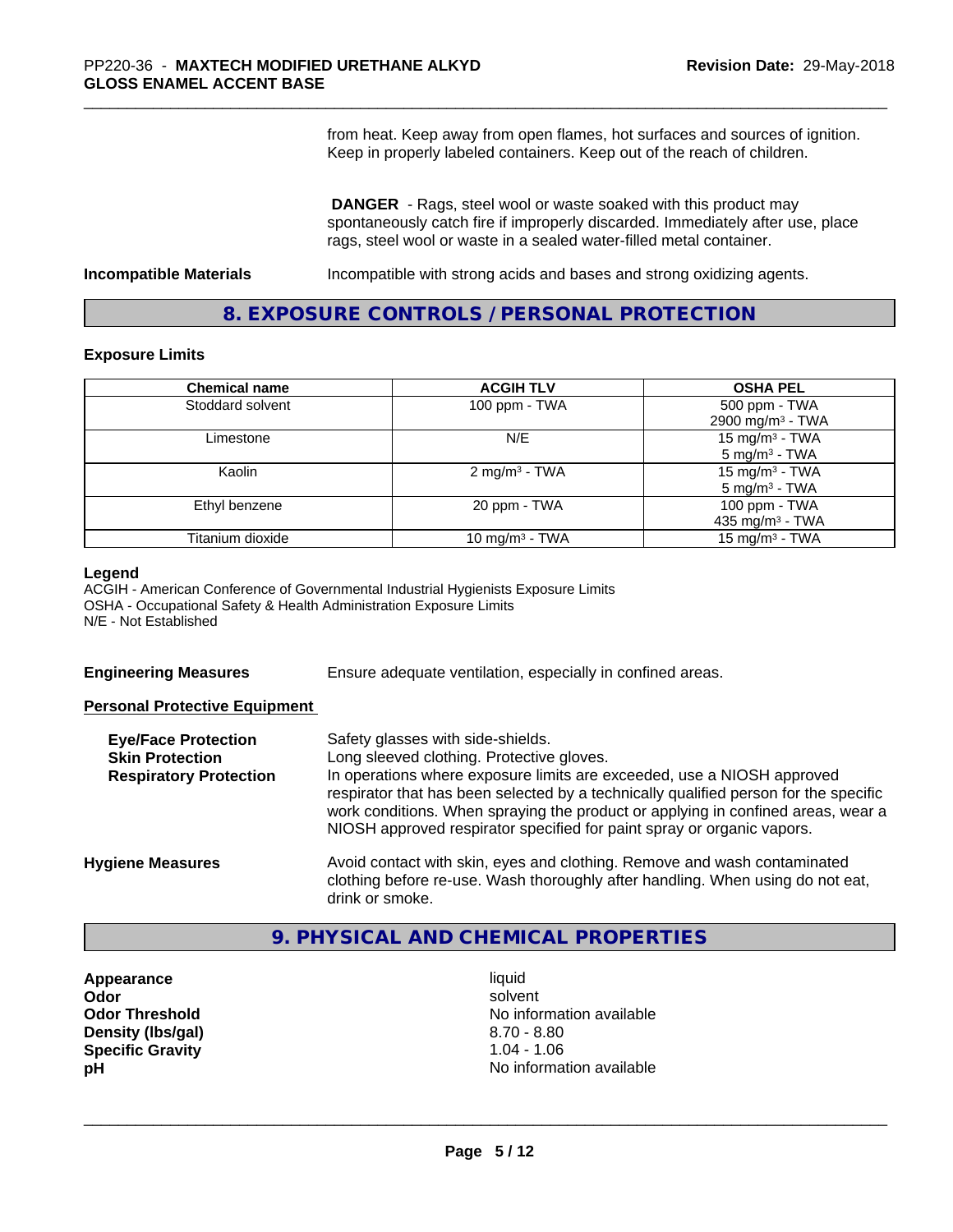from heat. Keep away from open flames, hot surfaces and sources of ignition. Keep in properly labeled containers. Keep out of the reach of children.

**DANGER** - Rags, steel wool or waste soaked with this product may spontaneously catch fire if improperly discarded. Immediately after use, place rags, steel wool or waste in a sealed water-filled metal container.

**Incompatible Materials** Incompatible with strong acids and bases and strong oxidizing agents.

## 8. EXPOSURE CONTROLS / PERSONAL PROTECTION

### Exposure Limits

| Chemical name | ACGIH TLV | OSHA PEL |
|---|---|---|
| Stoddard solvent | 100 ppm - TWA | 500 ppm - TWA<br>2900 mg/m³ - TWA |
| Limestone | N/E | 15 mg/m³ - TWA<br>5 mg/m³ - TWA |
| Kaolin | 2 mg/m³ - TWA | 15 mg/m³ - TWA<br>5 mg/m³ - TWA |
| Ethyl benzene | 20 ppm - TWA | 100 ppm - TWA<br>435 mg/m³ - TWA |
| Titanium dioxide | 10 mg/m³ - TWA | 15 mg/m³ - TWA |

**Legend**
ACGIH - American Conference of Governmental Industrial Hygienists Exposure Limits
OSHA - Occupational Safety & Health Administration Exposure Limits
N/E - Not Established

**Engineering Measures** Ensure adequate ventilation, especially in confined areas.

**Personal Protective Equipment**

**Eye/Face Protection** Safety glasses with side-shields.

**Skin Protection** Long sleeved clothing. Protective gloves.

**Respiratory Protection** In operations where exposure limits are exceeded, use a NIOSH approved respirator that has been selected by a technically qualified person for the specific work conditions. When spraying the product or applying in confined areas, wear a NIOSH approved respirator specified for paint spray or organic vapors.

**Hygiene Measures** Avoid contact with skin, eyes and clothing. Remove and wash contaminated clothing before re-use. Wash thoroughly after handling. When using do not eat, drink or smoke.

## 9. PHYSICAL AND CHEMICAL PROPERTIES

| | |
|---|---|
| **Appearance** | liquid |
| **Odor** | solvent |
| **Odor Threshold** | No information available |
| **Density (lbs/gal)** | 8.70 - 8.80 |
| **Specific Gravity** | 1.04 - 1.06 |
| **pH** | No information available |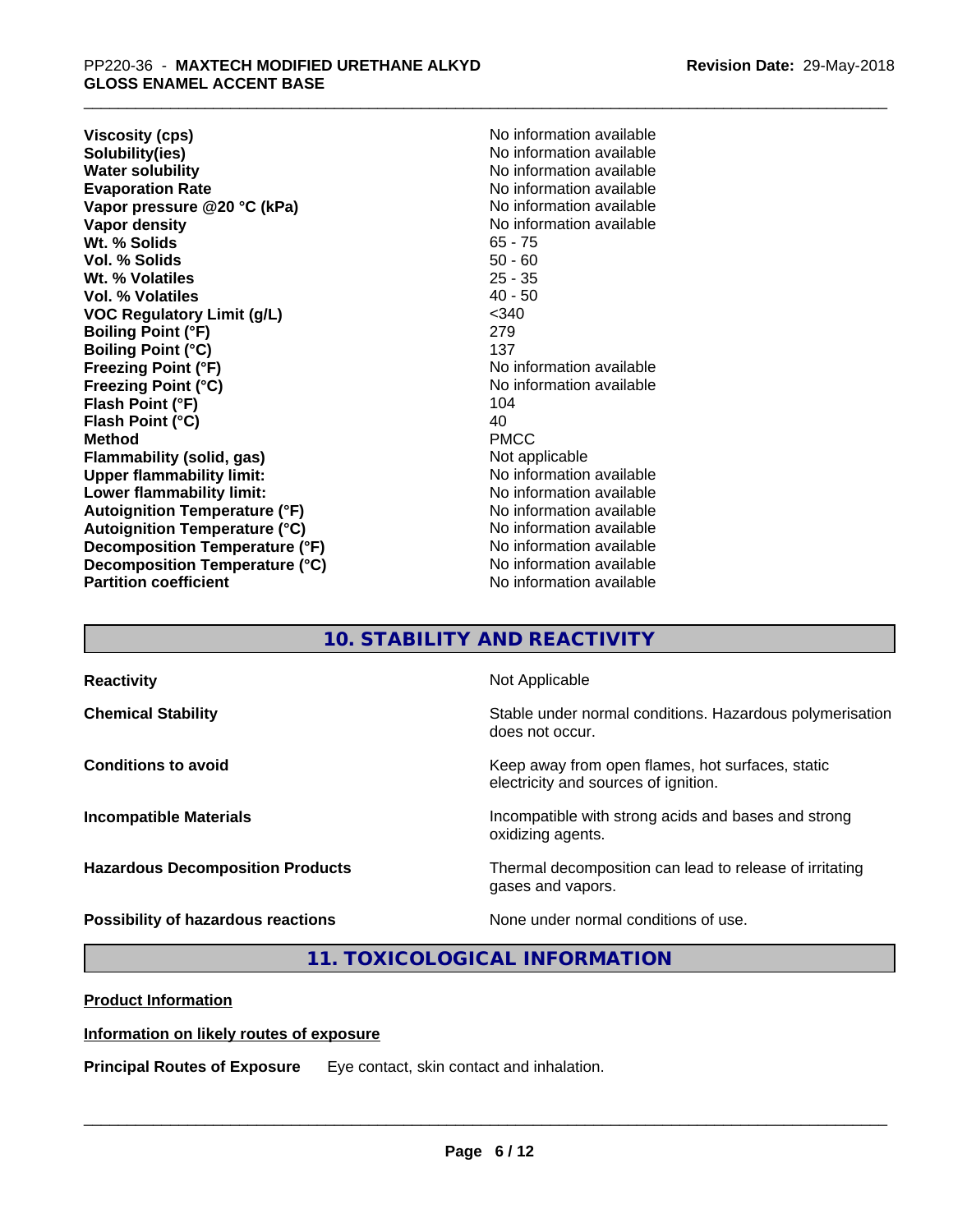| | |
|---|---|
| **Viscosity (cps)** | No information available |
| **Solubility(ies)** | No information available |
| **Water solubility** | No information available |
| **Evaporation Rate** | No information available |
| **Vapor pressure @20 °C (kPa)** | No information available |
| **Vapor density** | No information available |
| **Wt. % Solids** | 65 - 75 |
| **Vol. % Solids** | 50 - 60 |
| **Wt. % Volatiles** | 25 - 35 |
| **Vol. % Volatiles** | 40 - 50 |
| **VOC Regulatory Limit (g/L)** | <340 |
| **Boiling Point (°F)** | 279 |
| **Boiling Point (°C)** | 137 |
| **Freezing Point (°F)** | No information available |
| **Freezing Point (°C)** | No information available |
| **Flash Point (°F)** | 104 |
| **Flash Point (°C)** | 40 |
| **Method** | PMCC |
| **Flammability (solid, gas)** | Not applicable |
| **Upper flammability limit:** | No information available |
| **Lower flammability limit:** | No information available |
| **Autoignition Temperature (°F)** | No information available |
| **Autoignition Temperature (°C)** | No information available |
| **Decomposition Temperature (°F)** | No information available |
| **Decomposition Temperature (°C)** | No information available |
| **Partition coefficient** | No information available |

## 10. STABILITY AND REACTIVITY

| | |
|---|---|
| **Reactivity** | Not Applicable |
| **Chemical Stability** | Stable under normal conditions. Hazardous polymerisation does not occur. |
| **Conditions to avoid** | Keep away from open flames, hot surfaces, static electricity and sources of ignition. |
| **Incompatible Materials** | Incompatible with strong acids and bases and strong oxidizing agents. |
| **Hazardous Decomposition Products** | Thermal decomposition can lead to release of irritating gases and vapors. |
| **Possibility of hazardous reactions** | None under normal conditions of use. |

## 11. TOXICOLOGICAL INFORMATION

**Product Information**

**Information on likely routes of exposure**

**Principal Routes of Exposure** Eye contact, skin contact and inhalation.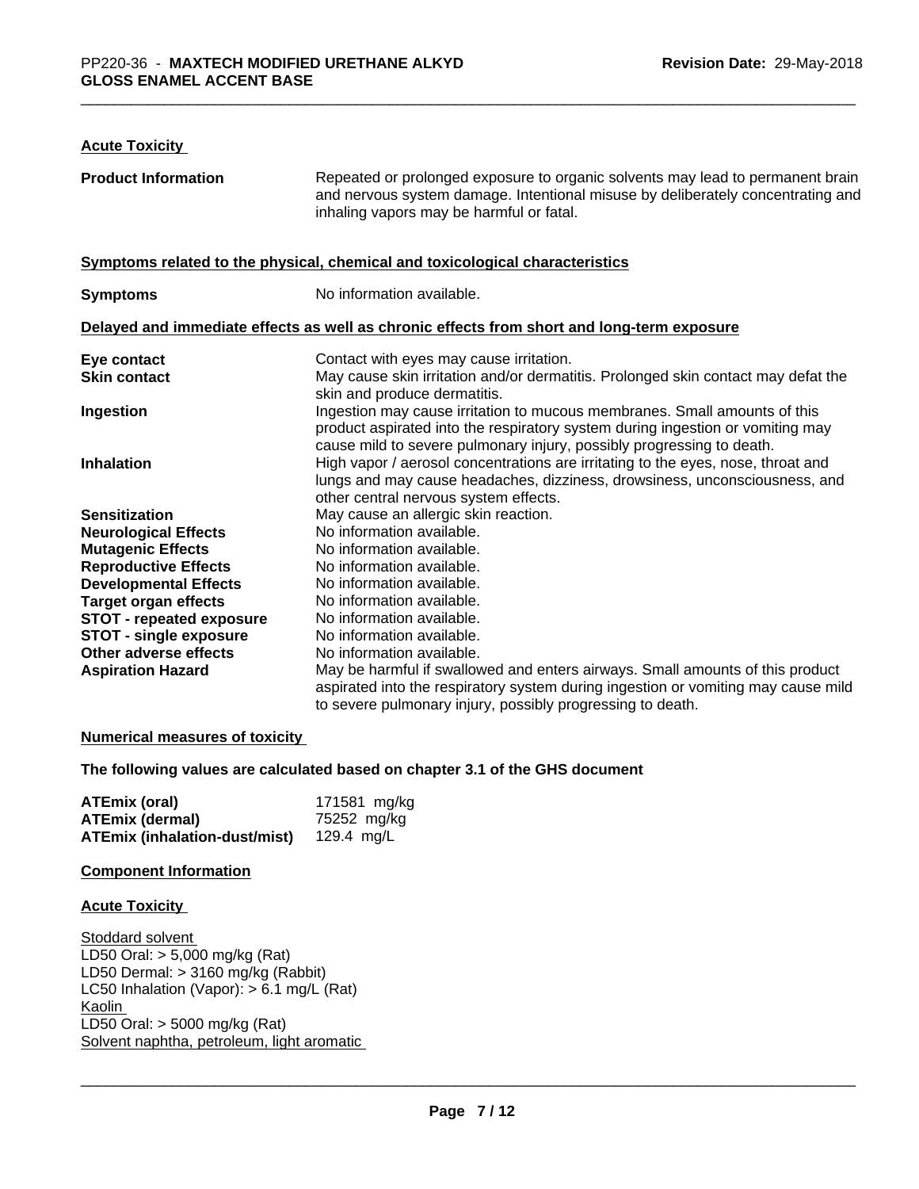#### Acute Toxicity

| | |
|---|---|
| **Product Information** | Repeated or prolonged exposure to organic solvents may lead to permanent brain and nervous system damage. Intentional misuse by deliberately concentrating and inhaling vapors may be harmful or fatal. |

#### Symptoms related to the physical, chemical and toxicological characteristics

| | |
|---|---|
| **Symptoms** | No information available. |

#### Delayed and immediate effects as well as chronic effects from short and long-term exposure

| | |
|---|---|
| **Eye contact** | Contact with eyes may cause irritation. |
| **Skin contact** | May cause skin irritation and/or dermatitis. Prolonged skin contact may defat the skin and produce dermatitis. |
| **Ingestion** | Ingestion may cause irritation to mucous membranes. Small amounts of this product aspirated into the respiratory system during ingestion or vomiting may cause mild to severe pulmonary injury, possibly progressing to death. |
| **Inhalation** | High vapor / aerosol concentrations are irritating to the eyes, nose, throat and lungs and may cause headaches, dizziness, drowsiness, unconsciousness, and other central nervous system effects. |
| **Sensitization** | May cause an allergic skin reaction. |
| **Neurological Effects** | No information available. |
| **Mutagenic Effects** | No information available. |
| **Reproductive Effects** | No information available. |
| **Developmental Effects** | No information available. |
| **Target organ effects** | No information available. |
| **STOT - repeated exposure** | No information available. |
| **STOT - single exposure** | No information available. |
| **Other adverse effects** | No information available. |
| **Aspiration Hazard** | May be harmful if swallowed and enters airways. Small amounts of this product aspirated into the respiratory system during ingestion or vomiting may cause mild to severe pulmonary injury, possibly progressing to death. |

#### Numerical measures of toxicity

**The following values are calculated based on chapter 3.1 of the GHS document**

| | |
|---|---|
| **ATEmix (oral)** | 171581 mg/kg |
| **ATEmix (dermal)** | 75252 mg/kg |
| **ATEmix (inhalation-dust/mist)** | 129.4 mg/L |

#### Component Information

#### Acute Toxicity

Stoddard solvent
LD50 Oral: > 5,000 mg/kg (Rat)
LD50 Dermal: > 3160 mg/kg (Rabbit)
LC50 Inhalation (Vapor): > 6.1 mg/L (Rat)
Kaolin
LD50 Oral: > 5000 mg/kg (Rat)
Solvent naphtha, petroleum, light aromatic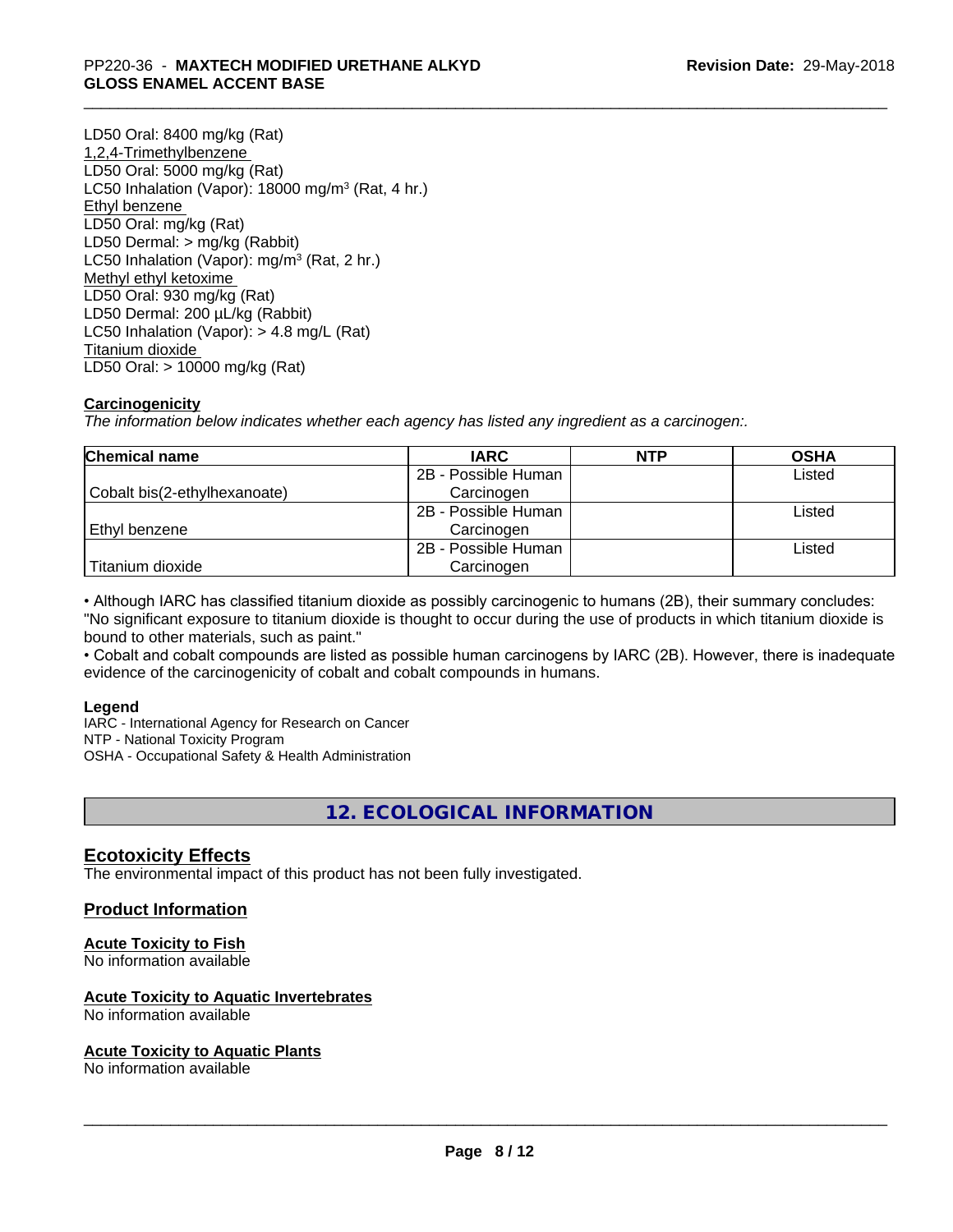LD50 Oral: 8400 mg/kg (Rat)

1,2,4-Trimethylbenzene

LD50 Oral: 5000 mg/kg (Rat)

LC50 Inhalation (Vapor): 18000 mg/m³ (Rat, 4 hr.)

Ethyl benzene

LD50 Oral: mg/kg (Rat)

LD50 Dermal: > mg/kg (Rabbit)

LC50 Inhalation (Vapor): mg/m³ (Rat, 2 hr.)

Methyl ethyl ketoxime

LD50 Oral: 930 mg/kg (Rat)

LD50 Dermal: 200 µL/kg (Rabbit)

LC50 Inhalation (Vapor): > 4.8 mg/L (Rat)

Titanium dioxide

LD50 Oral: > 10000 mg/kg (Rat)

**Carcinogenicity**

*The information below indicates whether each agency has listed any ingredient as a carcinogen:.*

| Chemical name | IARC | NTP | OSHA |
|---|---|---|---|
| Cobalt bis(2-ethylhexanoate) | 2B - Possible Human Carcinogen | | Listed |
| Ethyl benzene | 2B - Possible Human Carcinogen | | Listed |
| Titanium dioxide | 2B - Possible Human Carcinogen | | Listed |

• Although IARC has classified titanium dioxide as possibly carcinogenic to humans (2B), their summary concludes: "No significant exposure to titanium dioxide is thought to occur during the use of products in which titanium dioxide is bound to other materials, such as paint."

• Cobalt and cobalt compounds are listed as possible human carcinogens by IARC (2B). However, there is inadequate evidence of the carcinogenicity of cobalt and cobalt compounds in humans.

**Legend**

IARC - International Agency for Research on Cancer
NTP - National Toxicity Program
OSHA - Occupational Safety & Health Administration

## 12. ECOLOGICAL INFORMATION

### Ecotoxicity Effects

The environmental impact of this product has not been fully investigated.

### Product Information

**Acute Toxicity to Fish**

No information available

**Acute Toxicity to Aquatic Invertebrates**

No information available

**Acute Toxicity to Aquatic Plants**

No information available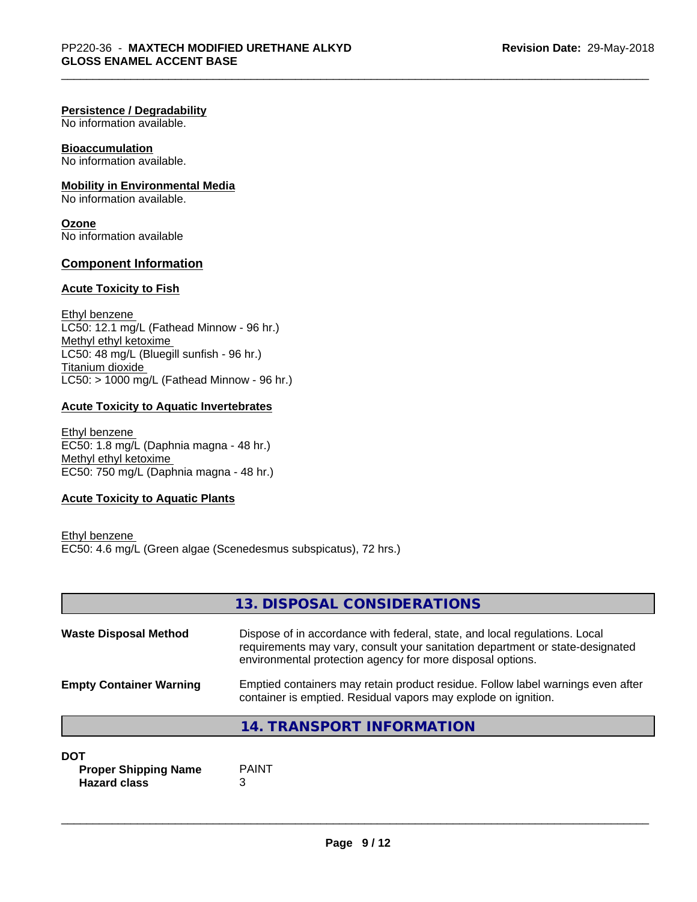**Persistence / Degradability**
No information available.

**Bioaccumulation**
No information available.

**Mobility in Environmental Media**
No information available.

**Ozone**
No information available

## Component Information

### Acute Toxicity to Fish

Ethyl benzene
LC50: 12.1 mg/L (Fathead Minnow - 96 hr.)
Methyl ethyl ketoxime
LC50: 48 mg/L (Bluegill sunfish - 96 hr.)
Titanium dioxide
LC50: > 1000 mg/L (Fathead Minnow - 96 hr.)

### Acute Toxicity to Aquatic Invertebrates

Ethyl benzene
EC50: 1.8 mg/L (Daphnia magna - 48 hr.)
Methyl ethyl ketoxime
EC50: 750 mg/L (Daphnia magna - 48 hr.)

### Acute Toxicity to Aquatic Plants

Ethyl benzene
EC50: 4.6 mg/L (Green algae (Scenedesmus subspicatus), 72 hrs.)

## 13. DISPOSAL CONSIDERATIONS

**Waste Disposal Method** — Dispose of in accordance with federal, state, and local regulations. Local requirements may vary, consult your sanitation department or state-designated environmental protection agency for more disposal options.

**Empty Container Warning** — Emptied containers may retain product residue. Follow label warnings even after container is emptied. Residual vapors may explode on ignition.

## 14. TRANSPORT INFORMATION

**DOT**

**Proper Shipping Name** — PAINT
**Hazard class** — 3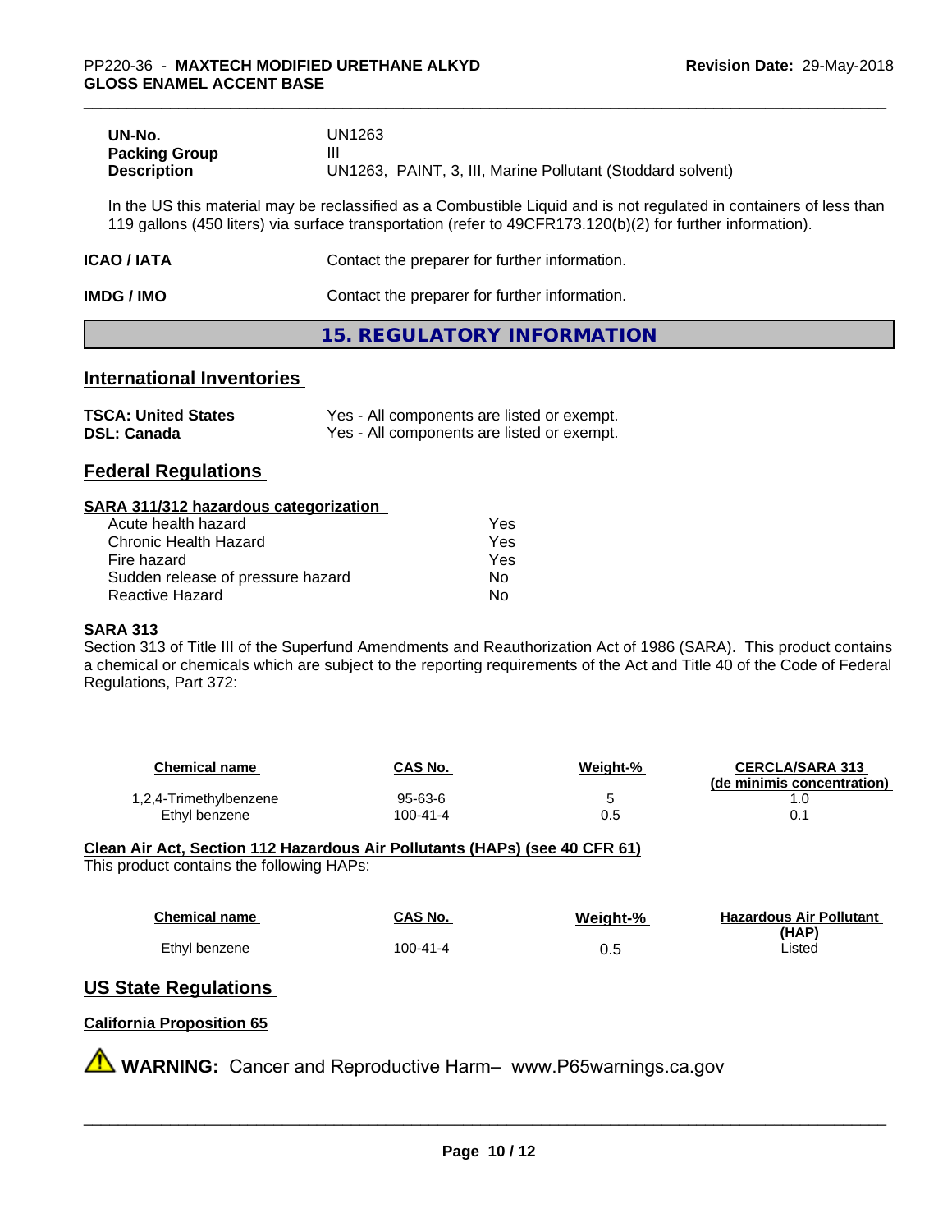| | |
|---|---|
| **UN-No.** | UN1263 |
| **Packing Group** | III |
| **Description** | UN1263, PAINT, 3, III, Marine Pollutant (Stoddard solvent) |

In the US this material may be reclassified as a Combustible Liquid and is not regulated in containers of less than 119 gallons (450 liters) via surface transportation (refer to 49CFR173.120(b)(2) for further information).

| | |
|---|---|
| **ICAO / IATA** | Contact the preparer for further information. |
| **IMDG / IMO** | Contact the preparer for further information. |

## 15. REGULATORY INFORMATION

### International Inventories

| | |
|---|---|
| **TSCA: United States** | Yes - All components are listed or exempt. |
| **DSL: Canada** | Yes - All components are listed or exempt. |

### Federal Regulations

**SARA 311/312 hazardous categorization**

| | |
|---|---|
| Acute health hazard | Yes |
| Chronic Health Hazard | Yes |
| Fire hazard | Yes |
| Sudden release of pressure hazard | No |
| Reactive Hazard | No |

**SARA 313**

Section 313 of Title III of the Superfund Amendments and Reauthorization Act of 1986 (SARA). This product contains a chemical or chemicals which are subject to the reporting requirements of the Act and Title 40 of the Code of Federal Regulations, Part 372:

| Chemical name | CAS No. | Weight-% | CERCLA/SARA 313 (de minimis concentration) |
|---|---|---|---|
| 1,2,4-Trimethylbenzene | 95-63-6 | 5 | 1.0 |
| Ethyl benzene | 100-41-4 | 0.5 | 0.1 |

**Clean Air Act, Section 112 Hazardous Air Pollutants (HAPs) (see 40 CFR 61)**

This product contains the following HAPs:

| Chemical name | CAS No. | Weight-% | Hazardous Air Pollutant (HAP) |
|---|---|---|---|
| Ethyl benzene | 100-41-4 | 0.5 | Listed |

### US State Regulations

**California Proposition 65**

⚠ **WARNING:** Cancer and Reproductive Harm– www.P65warnings.ca.gov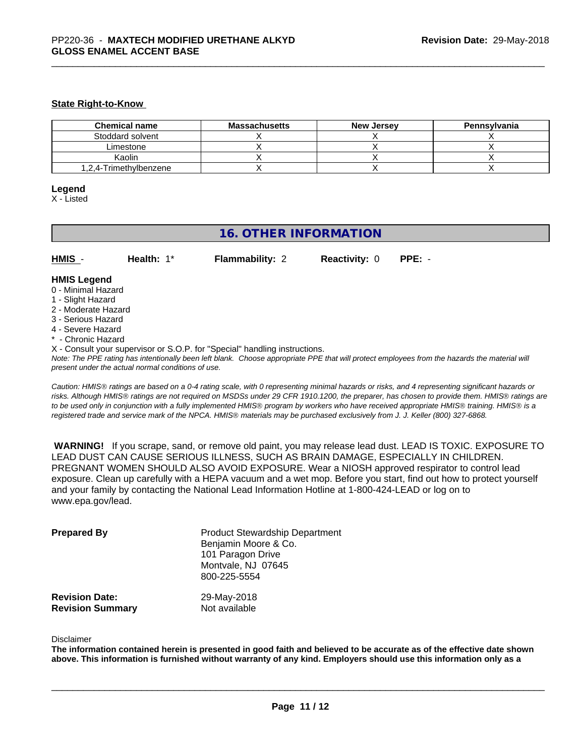#### State Right-to-Know

| Chemical name | Massachusetts | New Jersey | Pennsylvania |
|---|---|---|---|
| Stoddard solvent | X | X | X |
| Limestone | X | X | X |
| Kaolin | X | X | X |
| 1,2,4-Trimethylbenzene | X | X | X |

**Legend**
X - Listed

## 16. OTHER INFORMATION

**HMIS** - **Health:** 1* **Flammability:** 2 **Reactivity:** 0 **PPE:** -

**HMIS Legend**
0 - Minimal Hazard
1 - Slight Hazard
2 - Moderate Hazard
3 - Serious Hazard
4 - Severe Hazard
* - Chronic Hazard
X - Consult your supervisor or S.O.P. for "Special" handling instructions.
*Note: The PPE rating has intentionally been left blank. Choose appropriate PPE that will protect employees from the hazards the material will present under the actual normal conditions of use.*

*Caution: HMIS® ratings are based on a 0-4 rating scale, with 0 representing minimal hazards or risks, and 4 representing significant hazards or risks. Although HMIS® ratings are not required on MSDSs under 29 CFR 1910.1200, the preparer, has chosen to provide them. HMIS® ratings are to be used only in conjunction with a fully implemented HMIS® program by workers who have received appropriate HMIS® training. HMIS® is a registered trade and service mark of the NPCA. HMIS® materials may be purchased exclusively from J. J. Keller (800) 327-6868.*

**WARNING!** If you scrape, sand, or remove old paint, you may release lead dust. LEAD IS TOXIC. EXPOSURE TO LEAD DUST CAN CAUSE SERIOUS ILLNESS, SUCH AS BRAIN DAMAGE, ESPECIALLY IN CHILDREN. PREGNANT WOMEN SHOULD ALSO AVOID EXPOSURE. Wear a NIOSH approved respirator to control lead exposure. Clean up carefully with a HEPA vacuum and a wet mop. Before you start, find out how to protect yourself and your family by contacting the National Lead Information Hotline at 1-800-424-LEAD or log on to www.epa.gov/lead.

**Prepared By** Product Stewardship Department
Benjamin Moore & Co.
101 Paragon Drive
Montvale, NJ 07645
800-225-5554

**Revision Date:** 29-May-2018
**Revision Summary** Not available

Disclaimer
**The information contained herein is presented in good faith and believed to be accurate as of the effective date shown above. This information is furnished without warranty of any kind. Employers should use this information only as a**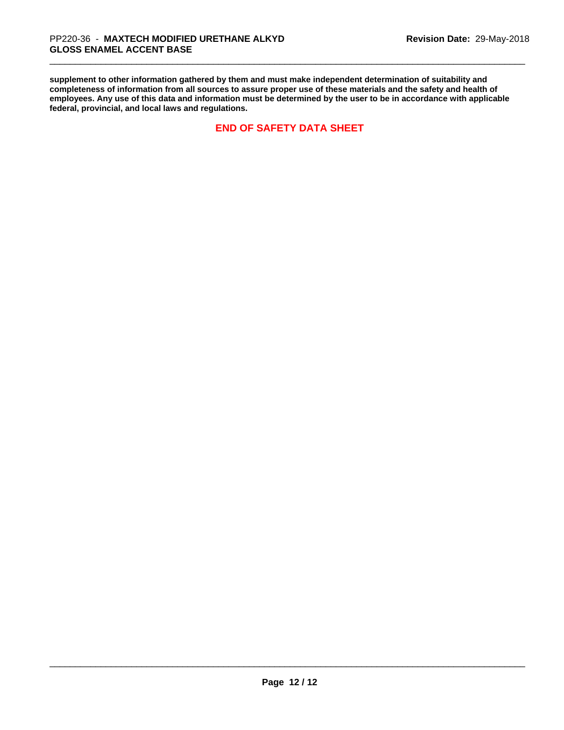**supplement to other information gathered by them and must make independent determination of suitability and completeness of information from all sources to assure proper use of these materials and the safety and health of employees. Any use of this data and information must be determined by the user to be in accordance with applicable federal, provincial, and local laws and regulations.**

**END OF SAFETY DATA SHEET**